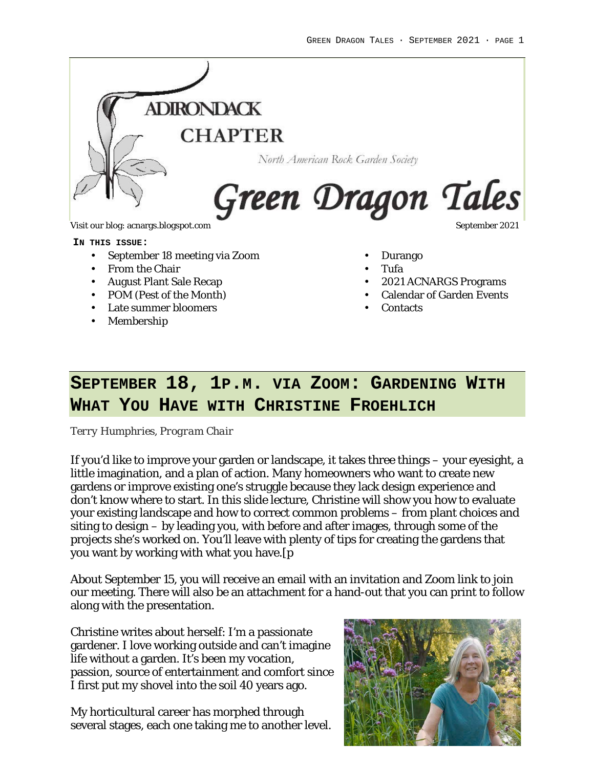ADIRONDACK CHAPTER

North American Rock Garden Society

# Green Dragon Tales

Visit our blog: acnargs.blogspot.com

September 2021

**IN THIS ISSUE:**

- September 18 meeting via Zoom
- From the Chair
- August Plant Sale Recap
- POM (Pest of the Month)
- Late summer bloomers
- Membership
- Durango
- Tufa
- 2021 ACNARGS Programs
- Calendar of Garden Events
- Contacts

## SEPTEMBER 18, 1P.M. VIA ZOOM: GARDENING WITH WHAT YOU HAVE WITH CHRISTINE FROEHLICH

*Terry Humphries, Program Chair*

If you'd like to improve your garden or landscape, it takes three things – your eyesight, a little imagination, and a plan of action. Many homeowners who want to create new gardens or improve existing one's struggle because they lack design experience and don't know where to start. In this slide lecture, Christine will show you how to evaluate your existing landscape and how to correct common problems – from plant choices and siting to design – by leading you, with before and after images, through some of the projects she's worked on. You'll leave with plenty of tips for creating the gardens that you want by working with what you have.[p

About September 15, you will receive an email with an invitation and Zoom link to join our meeting. There will also be an attachment for a hand-out that you can print to follow along with the presentation.

Christine writes about herself: I'm a passionate gardener. I love working outside and can't imagine life without a garden. It's been my vocation, passion, source of entertainment and comfort since I first put my shovel into the soil 40 years ago.

My horticultural career has morphed through several stages, each one taking me to another level.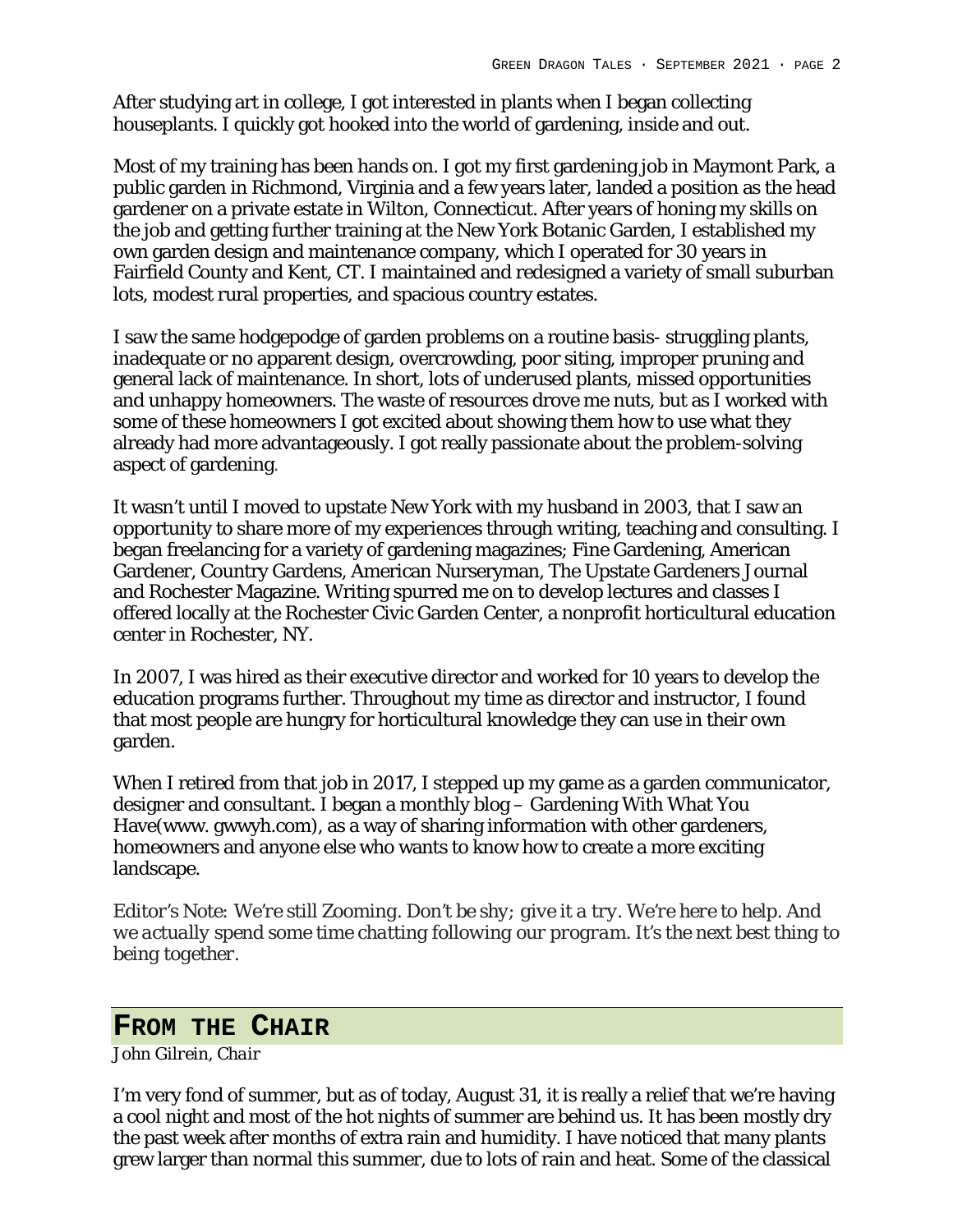After studying art in college, I got interested in plants when I began collecting houseplants. I quickly got hooked into the world of gardening, inside and out.

Most of my training has been hands on. I got my first gardening job in Maymont Park, a public garden in Richmond, Virginia and a few years later, landed a position as the head gardener on a private estate in Wilton, Connecticut. After years of honing my skills on the job and getting further training at the New York Botanic Garden, I established my own garden design and maintenance company, which I operated for 30 years in Fairfield County and Kent, CT. I maintained and redesigned a variety of small suburban lots, modest rural properties, and spacious country estates.

I saw the same hodgepodge of garden problems on a routine basis- struggling plants, inadequate or no apparent design, overcrowding, poor siting, improper pruning and general lack of maintenance. In short, lots of underused plants, missed opportunities and unhappy homeowners. The waste of resources drove me nuts, but as I worked with some of these homeowners I got excited about showing them how to use what they already had more advantageously. I got really passionate about the problem-solving aspect of gardening.

It wasn't until I moved to upstate New York with my husband in 2003, that I saw an opportunity to share more of my experiences through writing, teaching and consulting. I began freelancing for a variety of gardening magazines; Fine Gardening, American Gardener, Country Gardens, American Nurseryman, The Upstate Gardeners Journal and Rochester Magazine. Writing spurred me on to develop lectures and classes I offered locally at the Rochester Civic Garden Center, a nonprofit horticultural education center in Rochester, NY.

In 2007, I was hired as their executive director and worked for 10 years to develop the education programs further. Throughout my time as director and instructor, I found that most people are hungry for horticultural knowledge they can use in their own garden.

When I retired from that job in 2017, I stepped up my game as a garden communicator, designer and consultant. I began a monthly blog – Gardening With What You Have(www. gwwyh.com), as a way of sharing information with other gardeners, homeowners and anyone else who wants to know how to create a more exciting landscape.

*Editor's Note: We're still Zooming. Don't be shy; give it a try. We're here to help. And we actually spend some time chatting following our program. It's the next best thing to being together.*

## From the Chair

*John Gilrein, Chair*

I'm very fond of summer, but as of today, August 31, it is really a relief that we're having a cool night and most of the hot nights of summer are behind us. It has been mostly dry the past week after months of extra rain and humidity. I have noticed that many plants grew larger than normal this summer, due to lots of rain and heat. Some of the classical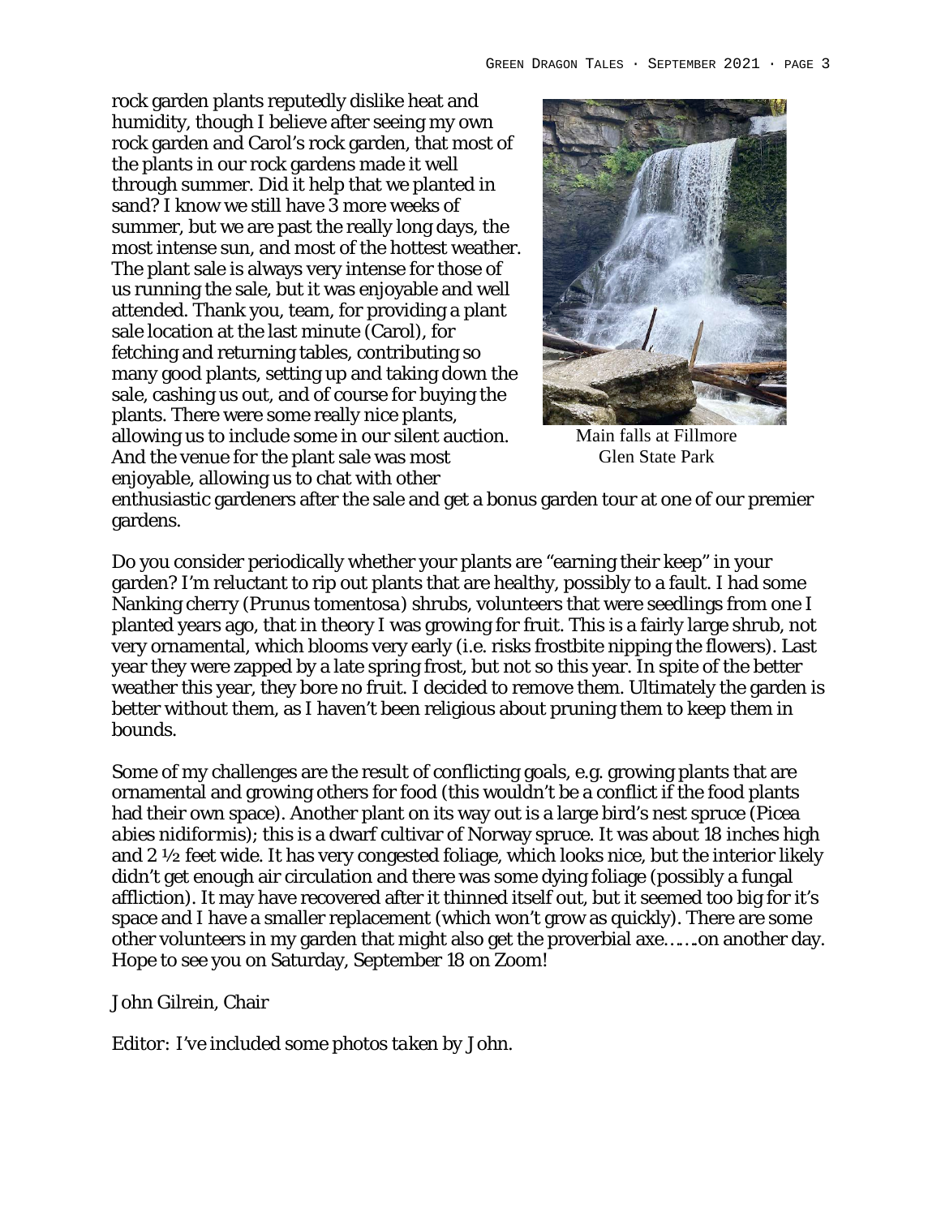rock garden plants reputedly dislike heat and humidity, though I believe after seeing my own rock garden and Carol's rock garden, that most of the plants in our rock gardens made it well through summer. Did it help that we planted in sand? I know we still have 3 more weeks of summer, but we are past the really long days, the most intense sun, and most of the hottest weather. The plant sale is always very intense for those of us running the sale, but it was enjoyable and well attended. Thank you, team, for providing a plant sale location at the last minute (Carol), for fetching and returning tables, contributing so many good plants, setting up and taking down the sale, cashing us out, and of course for buying the plants. There were some really nice plants, allowing us to include some in our silent auction. And the venue for the plant sale was most enjoyable, allowing us to chat with other enthusiastic gardeners after the sale and get a bonus garden tour at one of our premier gardens.

Main falls at Fillmore Glen State Park

Do you consider periodically whether your plants are "earning their keep" in your garden? I'm reluctant to rip out plants that are healthy, possibly to a fault. I had some Nanking cherry (*Prunus tomentosa*) shrubs, volunteers that were seedlings from one I planted years ago, that in theory I was growing for fruit. This is a fairly large shrub, not very ornamental, which blooms very early (i.e. risks frostbite nipping the flowers). Last year they were zapped by a late spring frost, but not so this year. In spite of the better weather this year, they bore no fruit. I decided to remove them. Ultimately the garden is better without them, as I haven't been religious about pruning them to keep them in bounds.

Some of my challenges are the result of conflicting goals, e.g. growing plants that are ornamental and growing others for food (this wouldn't be a conflict if the food plants had their own space). Another plant on its way out is a large bird's nest spruce (*Picea abies nidiformis*); this is a dwarf cultivar of Norway spruce. It was about 18 inches high and 2 ½ feet wide. It has very congested foliage, which looks nice, but the interior likely didn't get enough air circulation and there was some dying foliage (possibly a fungal affliction). It may have recovered after it thinned itself out, but it seemed too big for it's space and I have a smaller replacement (which won't grow as quickly). There are some other volunteers in my garden that might also get the proverbial axe…….on another day. Hope to see you on Saturday, September 18 on Zoom!

John Gilrein, Chair

*Editor: I've included some photos taken by John.*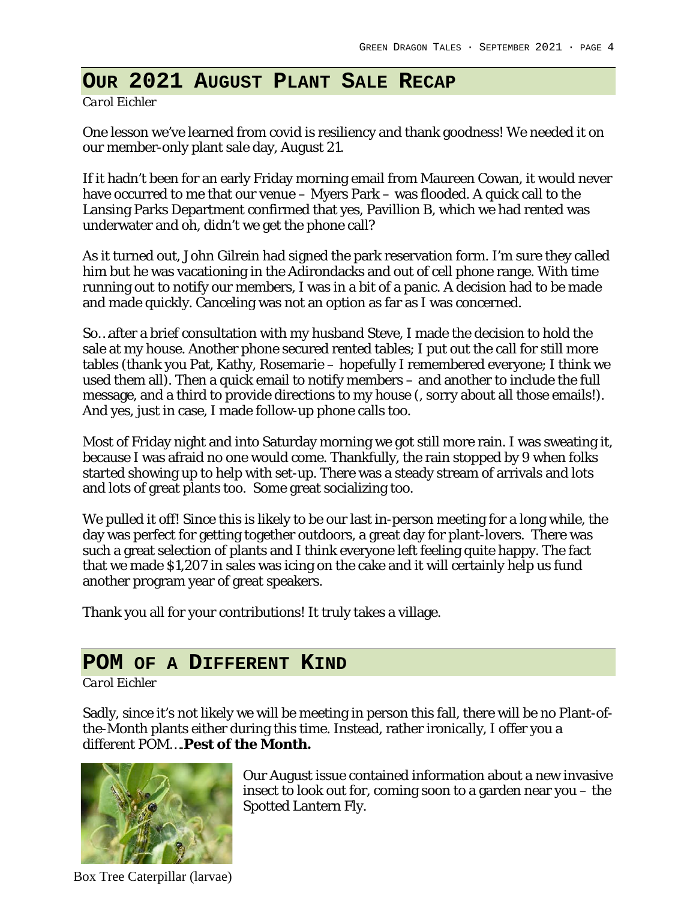## OUR 2021 AUGUST PLANT SALE RECAP

*Carol Eichler*

One lesson we've learned from covid is resiliency and thank goodness! We needed it on our member-only plant sale day, August 21.

If it hadn't been for an early Friday morning email from Maureen Cowan, it would never have occurred to me that our venue – Myers Park – was flooded. A quick call to the Lansing Parks Department confirmed that yes, Pavillion B, which we had rented was underwater and oh, didn't we get the phone call?

As it turned out, John Gilrein had signed the park reservation form. I'm sure they called him but he was vacationing in the Adirondacks and out of cell phone range. With time running out to notify our members, I was in a bit of a panic. A decision had to be made and made quickly. Canceling was not an option as far as I was concerned.

So…after a brief consultation with my husband Steve, I made the decision to hold the sale at my house. Another phone secured rented tables; I put out the call for still more tables (thank you Pat, Kathy, Rosemarie – hopefully I remembered everyone; I think we used them all). Then a quick email to notify members – and another to include the full message, and a third to provide directions to my house (, sorry about all those emails!). And yes, just in case, I made follow-up phone calls too.

Most of Friday night and into Saturday morning we got still more rain. I was sweating it, because I was afraid no one would come. Thankfully, the rain stopped by 9 when folks started showing up to help with set-up. There was a steady stream of arrivals and lots and lots of great plants too. Some great socializing too.

We pulled it off! Since this is likely to be our last in-person meeting for a long while, the day was perfect for getting together outdoors, a great day for plant-lovers. There was such a great selection of plants and I think everyone left feeling quite happy. The fact that we made $1,207 in sales was icing on the cake and it will certainly help us fund another program year of great speakers.

Thank you all for your contributions! It truly takes a village.

## POM OF A DIFFERENT KIND

*Carol Eichler*

Sadly, since it's not likely we will be meeting in person this fall, there will be no Plant-of-the-Month plants either during this time. Instead, rather ironically, I offer you a different POM….**Pest of the Month.**

Our August issue contained information about a new invasive insect to look out for, coming soon to a garden near you – the Spotted Lantern Fly.

Box Tree Caterpillar (larvae)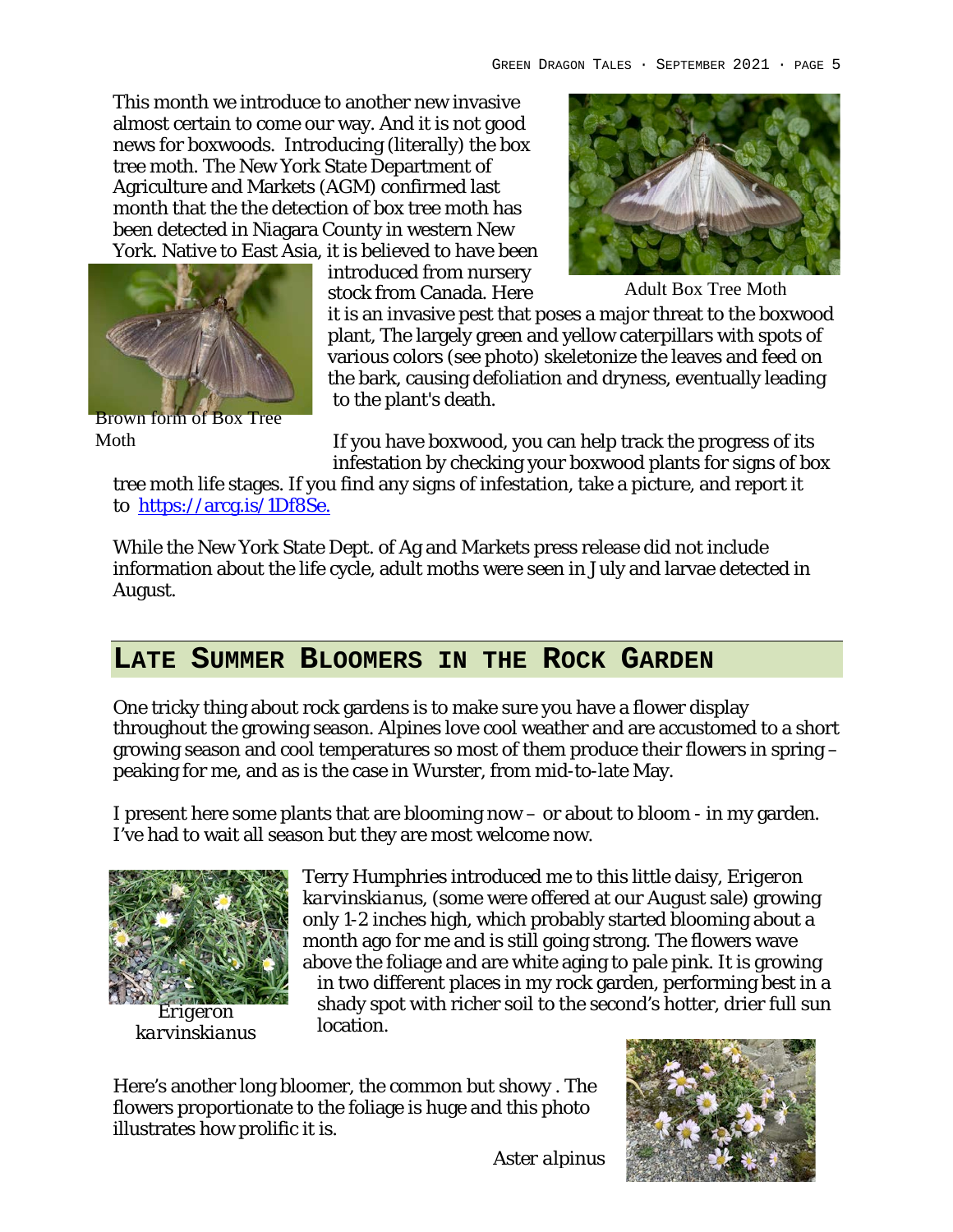This month we introduce to another new invasive almost certain to come our way. And it is not good news for boxwoods. Introducing (literally) the box tree moth. The New York State Department of Agriculture and Markets (AGM) confirmed last month that the the detection of box tree moth has been detected in Niagara County in western New York. Native to East Asia, it is believed to have been introduced from nursery stock from Canada. Here it is an invasive pest that poses a major threat to the boxwood plant, The largely green and yellow caterpillars with spots of various colors (see photo) skeletonize the leaves and feed on the bark, causing defoliation and dryness, eventually leading to the plant's death.

Adult Box Tree Moth

Brown form of Box Tree Moth

If you have boxwood, you can help track the progress of its infestation by checking your boxwood plants for signs of box tree moth life stages. If you find any signs of infestation, take a picture, and report it to [https://arcg.is/1Df8Se.](https://arcg.is/1Df8Se)

While the New York State Dept. of Ag and Markets press release did not include information about the life cycle, adult moths were seen in July and larvae detected in August.

## LATE SUMMER BLOOMERS IN THE ROCK GARDEN

One tricky thing about rock gardens is to make sure you have a flower display throughout the growing season. Alpines love cool weather and are accustomed to a short growing season and cool temperatures so most of them produce their flowers in spring – peaking for me, and as is the case in Wurster, from mid-to-late May.

I present here some plants that are blooming now – or about to bloom - in my garden. I've had to wait all season but they are most welcome now.

Terry Humphries introduced me to this little daisy, *Erigeron karvinskianus*, (some were offered at our August sale) growing only 1-2 inches high, which probably started blooming about a month ago for me and is still going strong. The flowers wave above the foliage and are white aging to pale pink. It is growing in two different places in my rock garden, performing best in a shady spot with richer soil to the second's hotter, drier full sun location.

*Erigeron karvinskianus*

Here's another long bloomer, the common but showy . The flowers proportionate to the foliage is huge and this photo illustrates how prolific it is.

*Aster alpinus*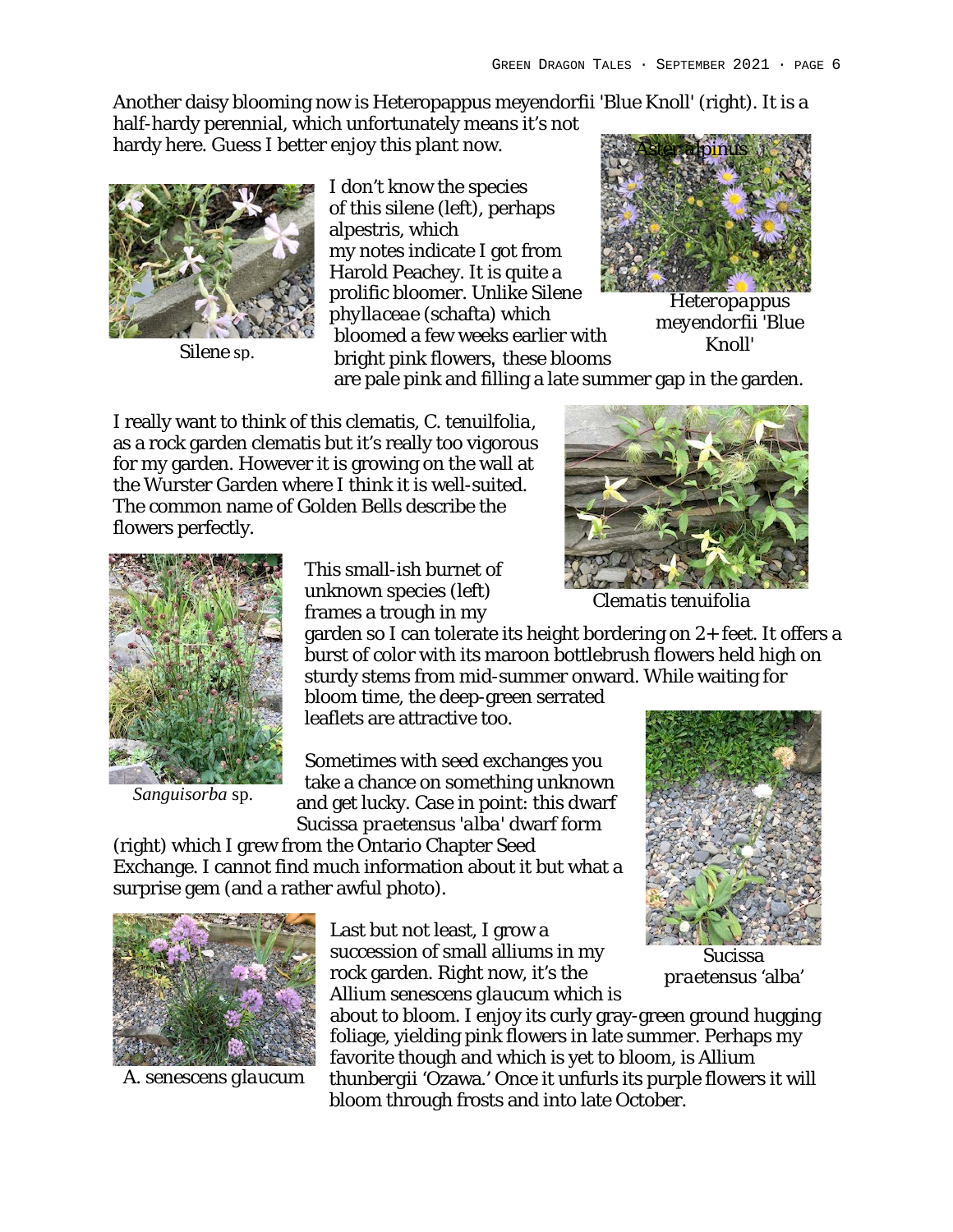Another daisy blooming now is Heteropappus meyendorfii 'Blue Knoll' (right). It is a half-hardy perennial, which unfortunately means it's not hardy here. Guess I better enjoy this plant now.

Aster alpinus

*Heteropappus meyendorfii* 'Blue Knoll'

I don't know the species of this silene (left), perhaps alpestris, which my notes indicate I got from Harold Peachey. It is quite a prolific bloomer. Unlike Silene *phyllaceae* (schafta) which bloomed a few weeks earlier with bright pink flowers, these blooms are pale pink and filling a late summer gap in the garden.

*Silene* sp.

I really want to think of this clematis, C. tenuilfolia, as a rock garden clematis but it's really too vigorous for my garden. However it is growing on the wall at the Wurster Garden where I think it is well-suited. The common name of Golden Bells describe the flowers perfectly.

*Clematis tenuifolia*

This small-ish burnet of unknown species (left) frames a trough in my garden so I can tolerate its height bordering on 2+ feet. It offers a burst of color with its maroon bottlebrush flowers held high on sturdy stems from mid-summer onward. While waiting for bloom time, the deep-green serrated leaflets are attractive too.

*Sanguisorba* sp.

Sometimes with seed exchanges you take a chance on something unknown and get lucky. Case in point: this dwarf Sucissa *praetensus* 'alba' dwarf form (right) which I grew from the Ontario Chapter Seed Exchange. I cannot find much information about it but what a surprise gem (and a rather awful photo).

Sucissa *praetensus* 'alba'

Last but not least, I grow a succession of small alliums in my rock garden. Right now, it's the Allium senescens *glaucum* which is about to bloom. I enjoy its curly gray-green ground hugging foliage, yielding pink flowers in late summer. Perhaps my favorite though and which is yet to bloom, is Allium thunbergii 'Ozawa.' Once it unfurls its purple flowers it will bloom through frosts and into late October.

A. senescens *glaucum*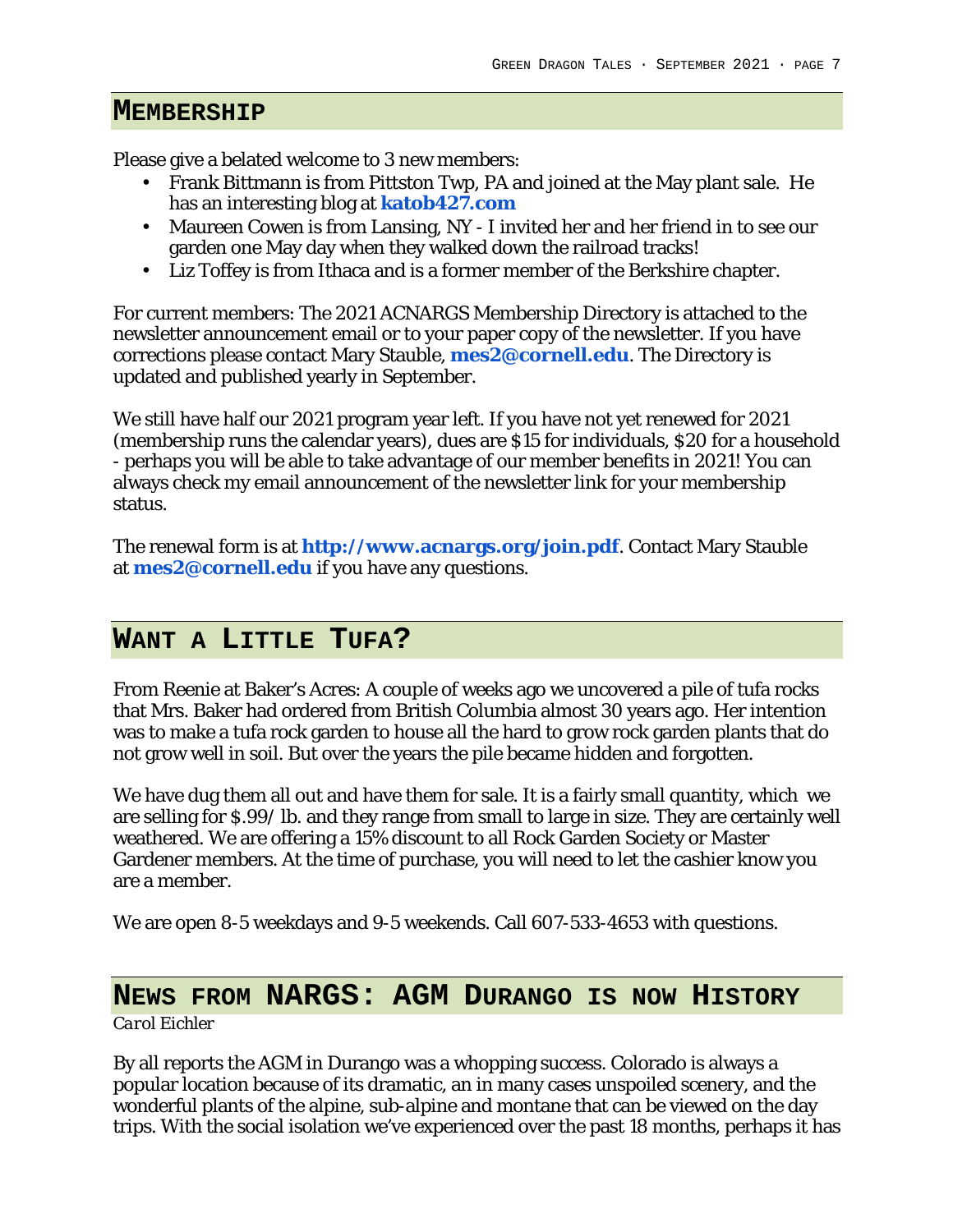## Membership

Please give a belated welcome to 3 new members:

- Frank Bittmann is from Pittston Twp, PA and joined at the May plant sale. He has an interesting blog at **katob427.com**
- Maureen Cowen is from Lansing, NY - I invited her and her friend in to see our garden one May day when they walked down the railroad tracks!
- Liz Toffey is from Ithaca and is a former member of the Berkshire chapter.

For current members: The 2021 ACNARGS Membership Directory is attached to the newsletter announcement email or to your paper copy of the newsletter. If you have corrections please contact Mary Stauble, **mes2@cornell.edu**. The Directory is updated and published yearly in September.

We still have half our 2021 program year left. If you have not yet renewed for 2021 (membership runs the calendar years), dues are $15 for individuals, $20 for a household - perhaps you will be able to take advantage of our member benefits in 2021! You can always check my email announcement of the newsletter link for your membership status.

The renewal form is at **http://www.acnargs.org/join.pdf**. Contact Mary Stauble at **mes2@cornell.edu** if you have any questions.

## Want a Little Tufa?

From Reenie at Baker's Acres: A couple of weeks ago we uncovered a pile of tufa rocks that Mrs. Baker had ordered from British Columbia almost 30 years ago. Her intention was to make a tufa rock garden to house all the hard to grow rock garden plants that do not grow well in soil. But over the years the pile became hidden and forgotten.

We have dug them all out and have them for sale. It is a fairly small quantity, which we are selling for $.99/ lb. and they range from small to large in size. They are certainly well weathered. We are offering a 15% discount to all Rock Garden Society or Master Gardener members. At the time of purchase, you will need to let the cashier know you are a member.

We are open 8-5 weekdays and 9-5 weekends. Call 607-533-4653 with questions.

## News from NARGS: AGM Durango is now History

*Carol Eichler*

By all reports the AGM in Durango was a whopping success. Colorado is always a popular location because of its dramatic, an in many cases unspoiled scenery, and the wonderful plants of the alpine, sub-alpine and montane that can be viewed on the day trips. With the social isolation we've experienced over the past 18 months, perhaps it has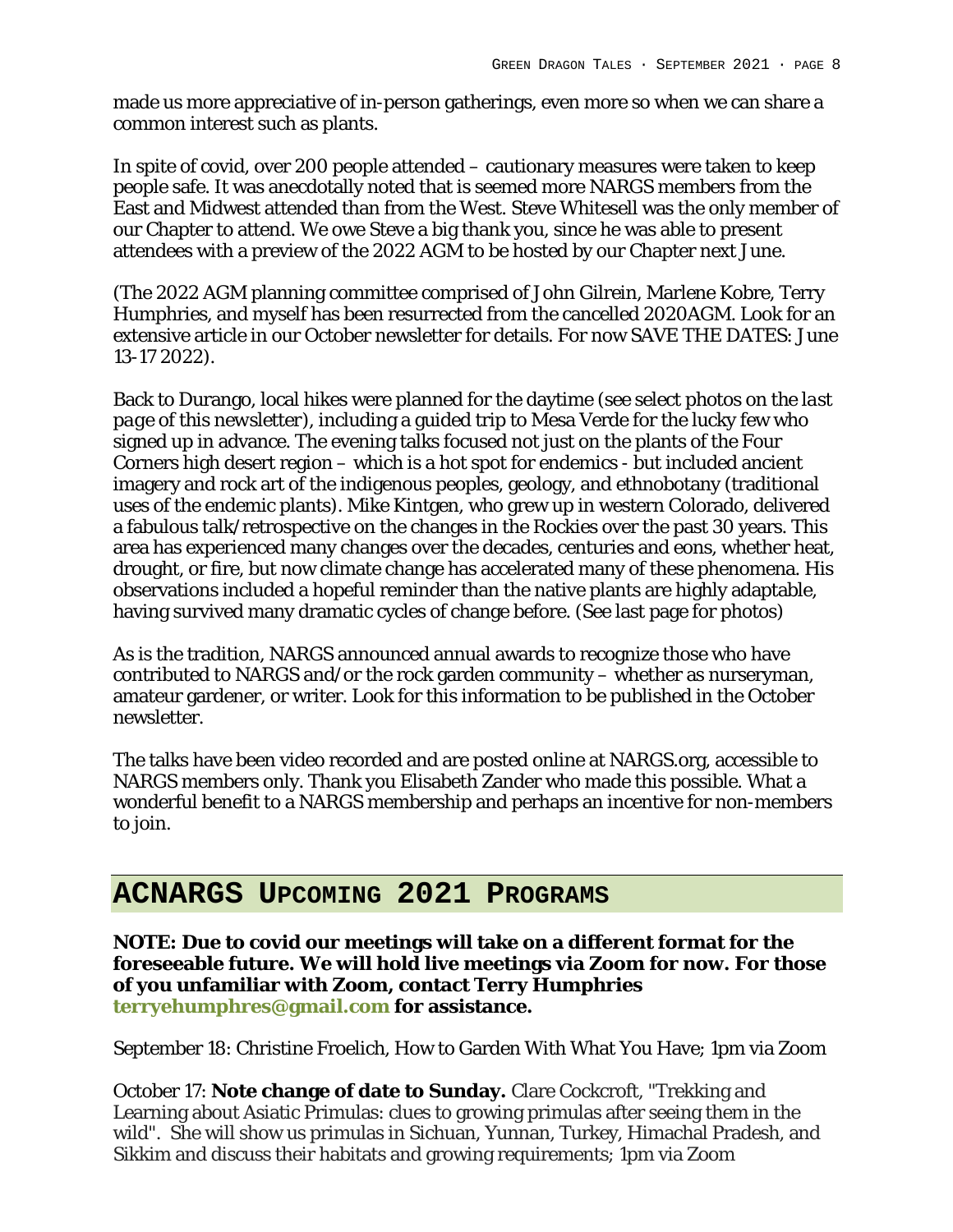made us more appreciative of in-person gatherings, even more so when we can share a common interest such as plants.

In spite of covid, over 200 people attended – cautionary measures were taken to keep people safe. It was anecdotally noted that is seemed more NARGS members from the East and Midwest attended than from the West. Steve Whitesell was the only member of our Chapter to attend. We owe Steve a big thank you, since he was able to present attendees with a preview of the 2022 AGM to be hosted by our Chapter next June.

(The 2022 AGM planning committee comprised of John Gilrein, Marlene Kobre, Terry Humphries, and myself has been resurrected from the cancelled 2020AGM. Look for an extensive article in our October newsletter for details. For now SAVE THE DATES: June 13-17 2022).

Back to Durango, local hikes were planned for the daytime (see select photos on the *last page of this newsletter*), including a guided trip to Mesa Verde for the lucky few who signed up in advance. The evening talks focused not just on the plants of the Four Corners high desert region – which is a hot spot for endemics - but included ancient imagery and rock art of the indigenous peoples, geology, and ethnobotany (traditional uses of the endemic plants). Mike Kintgen, who grew up in western Colorado, delivered a fabulous talk/retrospective on the changes in the Rockies over the past 30 years. This area has experienced many changes over the decades, centuries and eons, whether heat, drought, or fire, but now climate change has accelerated many of these phenomena. His observations included a hopeful reminder than the native plants are highly adaptable, having survived many dramatic cycles of change before. (See last page for photos)

As is the tradition, NARGS announced annual awards to recognize those who have contributed to NARGS and/or the rock garden community – whether as nurseryman, amateur gardener, or writer. Look for this information to be published in the October newsletter.

The talks have been video recorded and are posted online at NARGS.org, accessible to NARGS members only. Thank you Elisabeth Zander who made this possible. What a wonderful benefit to a NARGS membership and perhaps an incentive for non-members to join.

## ACNARGS Upcoming 2021 Programs

**NOTE: Due to covid our meetings will take on a different format for the foreseeable future. We will hold live meetings via Zoom for now. For those of you unfamiliar with Zoom, contact Terry Humphries terryehumphres@gmail.com for assistance.**

September 18: Christine Froelich, How to Garden With What You Have; 1pm via Zoom

October 17: **Note change of date to Sunday.** Clare Cockcroft, "Trekking and Learning about Asiatic Primulas: clues to growing primulas after seeing them in the wild". She will show us primulas in Sichuan, Yunnan, Turkey, Himachal Pradesh, and Sikkim and discuss their habitats and growing requirements; 1pm via Zoom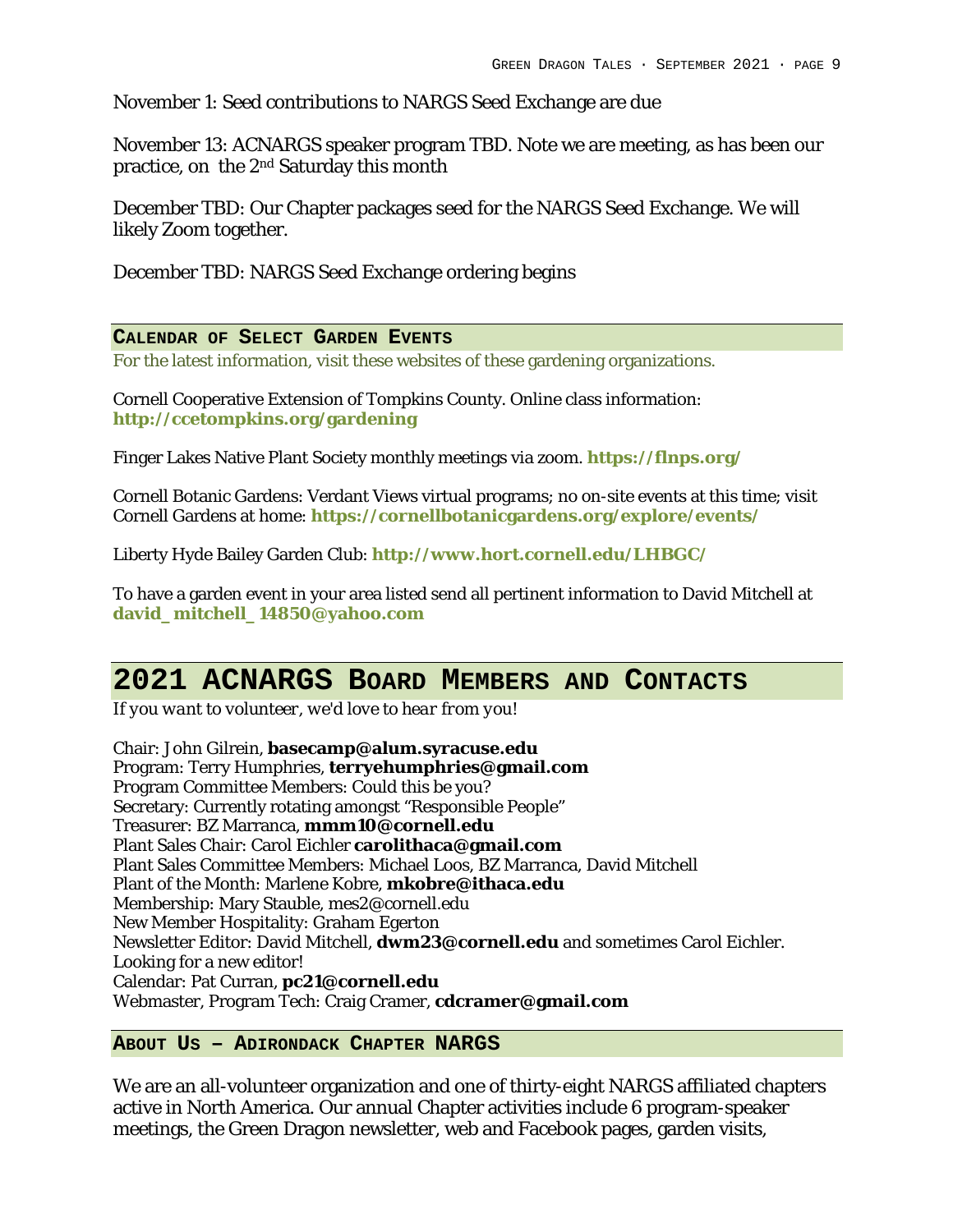November 1: Seed contributions to NARGS Seed Exchange are due

November 13: ACNARGS speaker program TBD. Note we are meeting, as has been our practice, on the 2nd Saturday this month

December TBD: Our Chapter packages seed for the NARGS Seed Exchange. We will likely Zoom together.

December TBD: NARGS Seed Exchange ordering begins

### Calendar of Select Garden Events

For the latest information, visit these websites of these gardening organizations.

Cornell Cooperative Extension of Tompkins County. Online class information: **http://ccetompkins.org/gardening**

Finger Lakes Native Plant Society monthly meetings via zoom. **https://flnps.org/**

Cornell Botanic Gardens: Verdant Views virtual programs; no on-site events at this time; visit Cornell Gardens at home: **https://cornellbotanicgardens.org/explore/events/**

Liberty Hyde Bailey Garden Club: **http://www.hort.cornell.edu/LHBGC/**

To have a garden event in your area listed send all pertinent information to David Mitchell at **david_mitchell_14850@yahoo.com**

## 2021 ACNARGS Board Members and Contacts

*If you want to volunteer, we'd love to hear from you!*

Chair: John Gilrein, **basecamp@alum.syracuse.edu**
Program: Terry Humphries, **terryehumphries@gmail.com**
Program Committee Members: Could this be you?
Secretary: Currently rotating amongst "Responsible People"
Treasurer: BZ Marranca, **mmm10@cornell.edu**
Plant Sales Chair: Carol Eichler **carolithaca@gmail.com**
Plant Sales Committee Members: Michael Loos, BZ Marranca, David Mitchell
Plant of the Month: Marlene Kobre, **mkobre@ithaca.edu**
Membership: Mary Stauble, mes2@cornell.edu
New Member Hospitality: Graham Egerton
Newsletter Editor: David Mitchell, **dwm23@cornell.edu** and sometimes Carol Eichler. Looking for a new editor!
Calendar: Pat Curran, **pc21@cornell.edu**
Webmaster, Program Tech: Craig Cramer, **cdcramer@gmail.com**

### About Us – Adirondack Chapter NARGS

We are an all-volunteer organization and one of thirty-eight NARGS affiliated chapters active in North America. Our annual Chapter activities include 6 program-speaker meetings, the Green Dragon newsletter, web and Facebook pages, garden visits,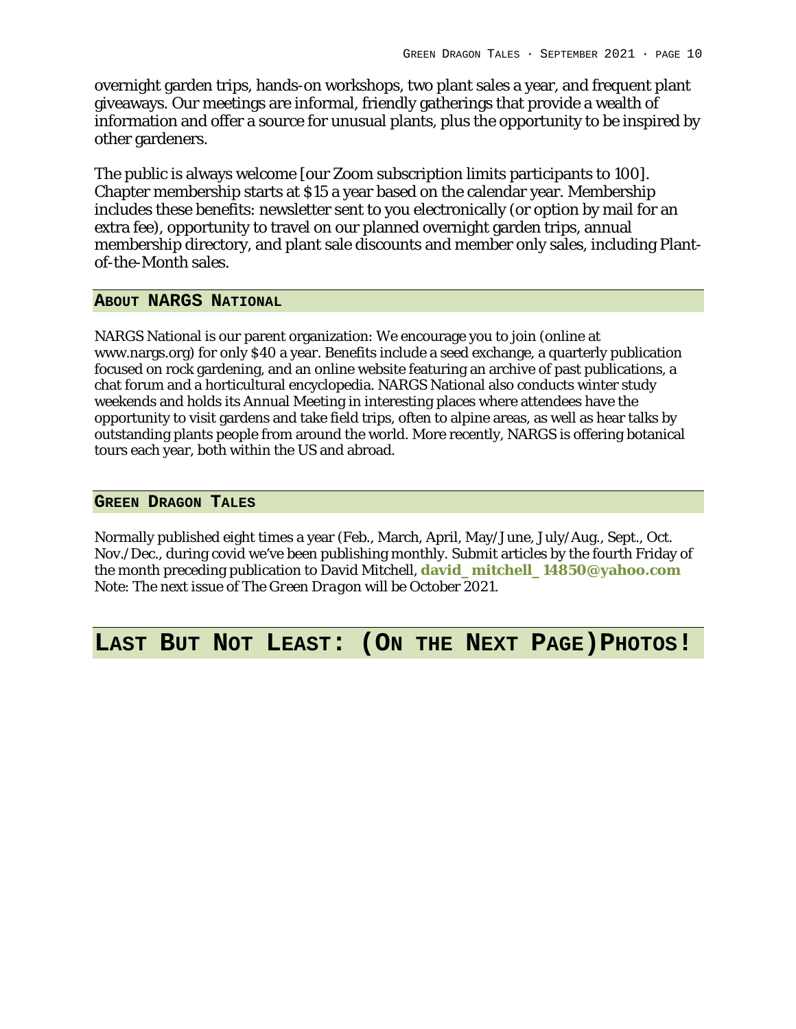overnight garden trips, hands-on workshops, two plant sales a year, and frequent plant giveaways. Our meetings are informal, friendly gatherings that provide a wealth of information and offer a source for unusual plants, plus the opportunity to be inspired by other gardeners.

The public is always welcome [our Zoom subscription limits participants to 100]. Chapter membership starts at $15 a year based on the calendar year. Membership includes these benefits: newsletter sent to you electronically (or option by mail for an extra fee), opportunity to travel on our planned overnight garden trips, annual membership directory, and plant sale discounts and member only sales, including Plant-of-the-Month sales.

## About NARGS National

NARGS National is our parent organization: We encourage you to join (online at www.nargs.org) for only $40 a year. Benefits include a seed exchange, a quarterly publication focused on rock gardening, and an online website featuring an archive of past publications, a chat forum and a horticultural encyclopedia. NARGS National also conducts winter study weekends and holds its Annual Meeting in interesting places where attendees have the opportunity to visit gardens and take field trips, often to alpine areas, as well as hear talks by outstanding plants people from around the world. More recently, NARGS is offering botanical tours each year, both within the US and abroad.

## Green Dragon Tales

Normally published eight times a year (Feb., March, April, May/June, July/Aug., Sept., Oct. Nov./Dec., during covid we've been publishing monthly. Submit articles by the fourth Friday of the month preceding publication to David Mitchell, **david_mitchell_14850@yahoo.com**
Note: The next issue of *The Green Dragon* will be October 2021.

# Last But Not Least: (On the Next Page)Photos!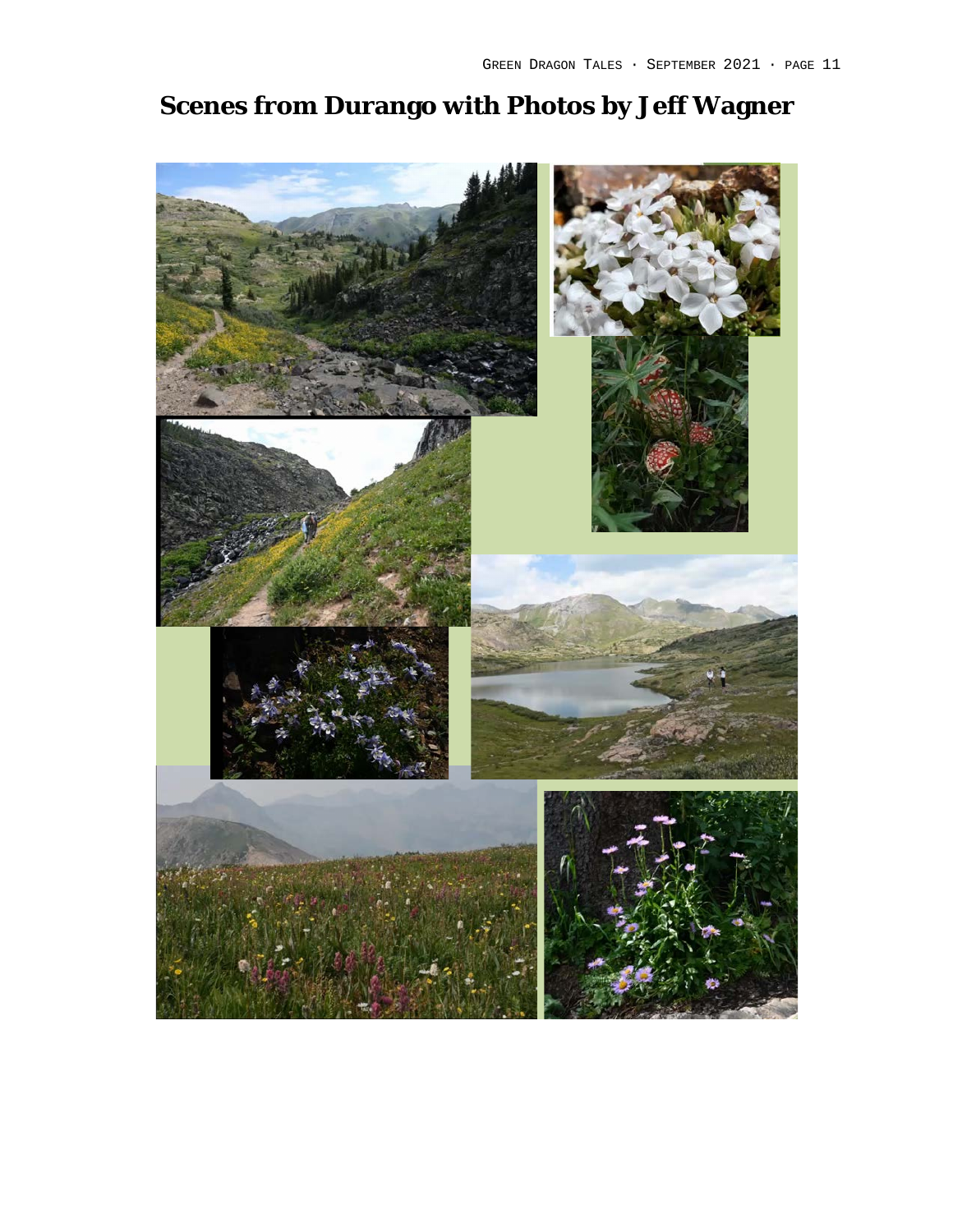# Scenes from Durango with Photos by Jeff Wagner